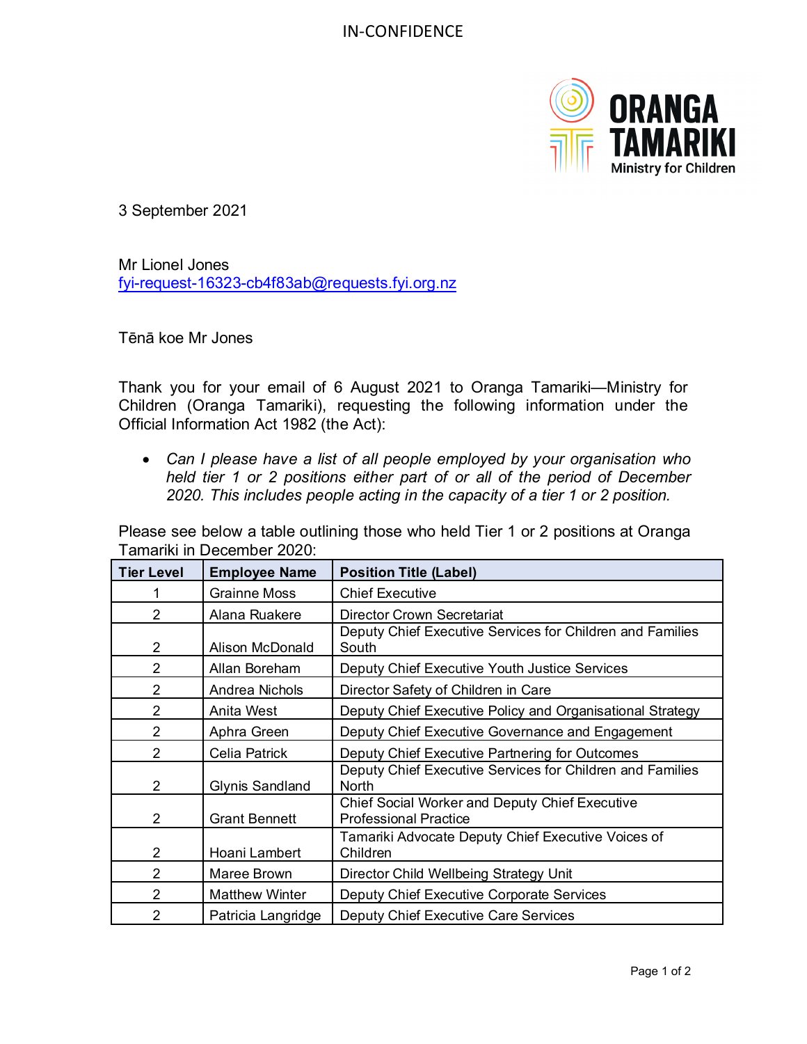IN-CONFIDENCE

3 September 2021

Mr Lionel Jones
fyi-request-16323-cb4f83ab@requests.fyi.org.nz

Tēnā koe Mr Jones

Thank you for your email of 6 August 2021 to Oranga Tamariki—Ministry for Children (Oranga Tamariki), requesting the following information under the Official Information Act 1982 (the Act):

- *Can I please have a list of all people employed by your organisation who held tier 1 or 2 positions either part of or all of the period of December 2020. This includes people acting in the capacity of a tier 1 or 2 position.*

Please see below a table outlining those who held Tier 1 or 2 positions at Oranga Tamariki in December 2020:

| Tier Level | Employee Name | Position Title (Label) |
|---|---|---|
| 1 | Grainne Moss | Chief Executive |
| 2 | Alana Ruakere | Director Crown Secretariat |
| 2 | Alison McDonald | Deputy Chief Executive Services for Children and Families South |
| 2 | Allan Boreham | Deputy Chief Executive Youth Justice Services |
| 2 | Andrea Nichols | Director Safety of Children in Care |
| 2 | Anita West | Deputy Chief Executive Policy and Organisational Strategy |
| 2 | Aphra Green | Deputy Chief Executive Governance and Engagement |
| 2 | Celia Patrick | Deputy Chief Executive Partnering for Outcomes |
| 2 | Glynis Sandland | Deputy Chief Executive Services for Children and Families North |
| 2 | Grant Bennett | Chief Social Worker and Deputy Chief Executive Professional Practice |
| 2 | Hoani Lambert | Tamariki Advocate Deputy Chief Executive Voices of Children |
| 2 | Maree Brown | Director Child Wellbeing Strategy Unit |
| 2 | Matthew Winter | Deputy Chief Executive Corporate Services |
| 2 | Patricia Langridge | Deputy Chief Executive Care Services |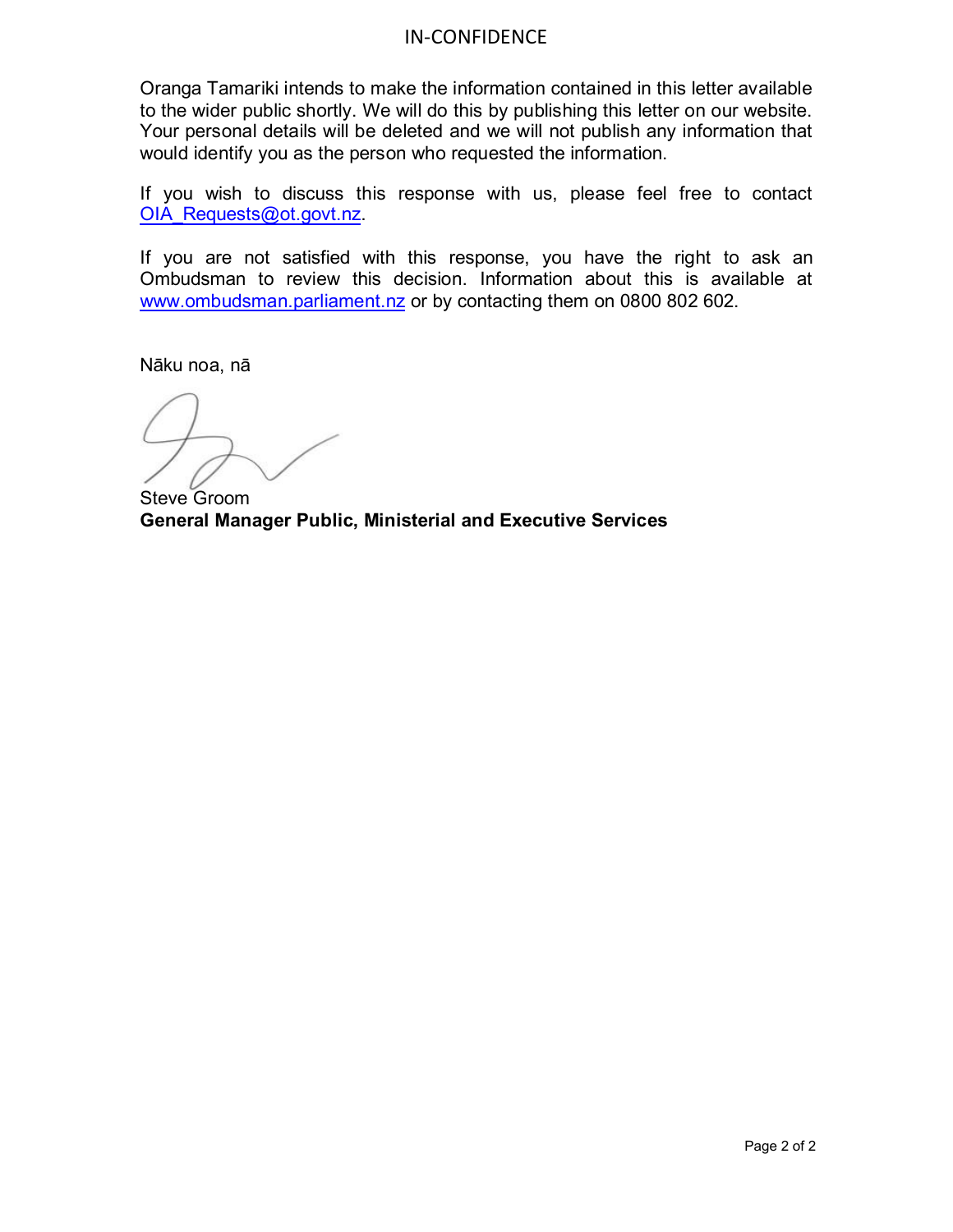Oranga Tamariki intends to make the information contained in this letter available to the wider public shortly. We will do this by publishing this letter on our website. Your personal details will be deleted and we will not publish any information that would identify you as the person who requested the information.

If you wish to discuss this response with us, please feel free to contact OIA_Requests@ot.govt.nz.

If you are not satisfied with this response, you have the right to ask an Ombudsman to review this decision. Information about this is available at www.ombudsman.parliament.nz or by contacting them on 0800 802 602.

Nāku noa, nā

Steve Groom
**General Manager Public, Ministerial and Executive Services**